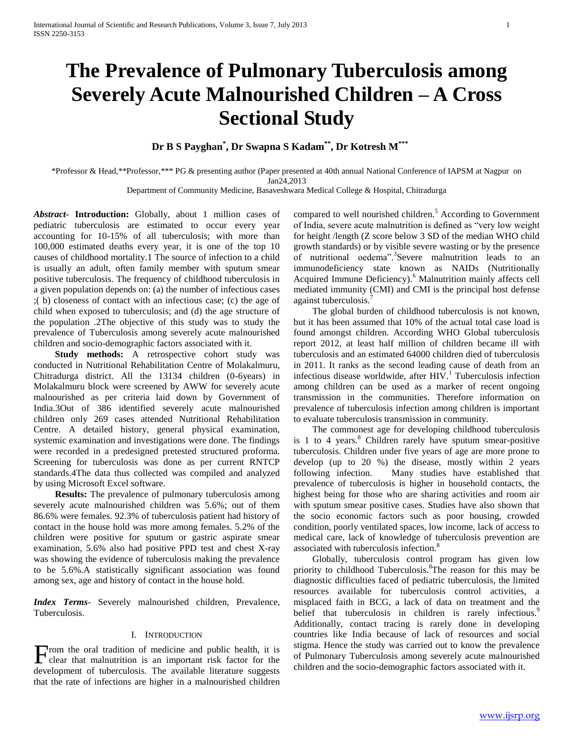# The Prevalence of Pulmonary Tuberculosis among Severely Acute Malnourished Children – A Cross Sectional Study

**Dr B S Payghan[*], Dr Swapna S Kadam[**], Dr Kotresh M[***]**

*Professor & Head,**Professor,*** PG & presenting author (Paper presented at 40th annual National Conference of IAPSM at Nagpur on Jan24,2013

Department of Community Medicine, Basaveshwara Medical College & Hospital, Chitradurga

***Abstract***- **Introduction:** Globally, about 1 million cases of pediatric tuberculosis are estimated to occur every year accounting for 10-15% of all tuberculosis; with more than 100,000 estimated deaths every year, it is one of the top 10 causes of childhood mortality.1 The source of infection to a child is usually an adult, often family member with sputum smear positive tuberculosis. The frequency of childhood tuberculosis in a given population depends on: (a) the number of infectious cases ;( b) closeness of contact with an infectious case; (c) the age of child when exposed to tuberculosis; and (d) the age structure of the population .2The objective of this study was to study the prevalence of Tuberculosis among severely acute malnourished children and socio-demographic factors associated with it.

**Study methods:** A retrospective cohort study was conducted in Nutritional Rehabilitation Centre of Molakalmuru, Chitradurga district. All the 13134 children (0-6years) in Molakalmuru block were screened by AWW for severely acute malnourished as per criteria laid down by Government of India.3Out of 386 identified severely acute malnourished children only 269 cases attended Nutritional Rehabilitation Centre. A detailed history, general physical examination, systemic examination and investigations were done. The findings were recorded in a predesigned pretested structured proforma. Screening for tuberculosis was done as per current RNTCP standards.4The data thus collected was compiled and analyzed by using Microsoft Excel software.

**Results:** The prevalence of pulmonary tuberculosis among severely acute malnourished children was 5.6%; out of them 86.6% were females. 92.3% of tuberculosis patient had history of contact in the house hold was more among females. 5.2% of the children were positive for sputum or gastric aspirate smear examination, 5.6% also had positive PPD test and chest X-ray was showing the evidence of tuberculosis making the prevalence to be 5.6%.A statistically significant association was found among sex, age and history of contact in the house hold.

***Index Terms***- Severely malnourished children, Prevalence, Tuberculosis.

## I. Introduction

From the oral tradition of medicine and public health, it is clear that malnutrition is an important risk factor for the development of tuberculosis. The available literature suggests that the rate of infections are higher in a malnourished children compared to well nourished children.[5] According to Government of India, severe acute malnutrition is defined as "very low weight for height /length (Z score below 3 SD of the median WHO child growth standards) or by visible severe wasting or by the presence of nutritional oedema".[3]Severe malnutrition leads to an immunodeficiency state known as NAIDs (Nutritionally Acquired Immune Deficiency).[6] Malnutrition mainly affects cell mediated immunity (CMI) and CMI is the principal host defense against tuberculosis.[7]

The global burden of childhood tuberculosis is not known, but it has been assumed that 10% of the actual total case load is found amongst children. According WHO Global tuberculosis report 2012, at least half million of children became ill with tuberculosis and an estimated 64000 children died of tuberculosis in 2011. It ranks as the second leading cause of death from an infectious disease worldwide, after HIV.[1] Tuberculosis infection among children can be used as a marker of recent ongoing transmission in the communities. Therefore information on prevalence of tuberculosis infection among children is important to evaluate tuberculosis transmission in community.

The commonest age for developing childhood tuberculosis is 1 to 4 years.[8] Children rarely have sputum smear-positive tuberculosis. Children under five years of age are more prone to develop (up to 20 %) the disease, mostly within 2 years following infection. Many studies have established that prevalence of tuberculosis is higher in household contacts, the highest being for those who are sharing activities and room air with sputum smear positive cases. Studies have also shown that the socio economic factors such as poor housing, crowded condition, poorly ventilated spaces, low income, lack of access to medical care, lack of knowledge of tuberculosis prevention are associated with tuberculosis infection.[8]

Globally, tuberculosis control program has given low priority to childhood Tuberculosis.[8]The reason for this may be diagnostic difficulties faced of pediatric tuberculosis, the limited resources available for tuberculosis control activities, a misplaced faith in BCG, a lack of data on treatment and the belief that tuberculosis in children is rarely infectious.[9] Additionally, contact tracing is rarely done in developing countries like India because of lack of resources and social stigma. Hence the study was carried out to know the prevalence of Pulmonary Tuberculosis among severely acute malnourished children and the socio-demographic factors associated with it.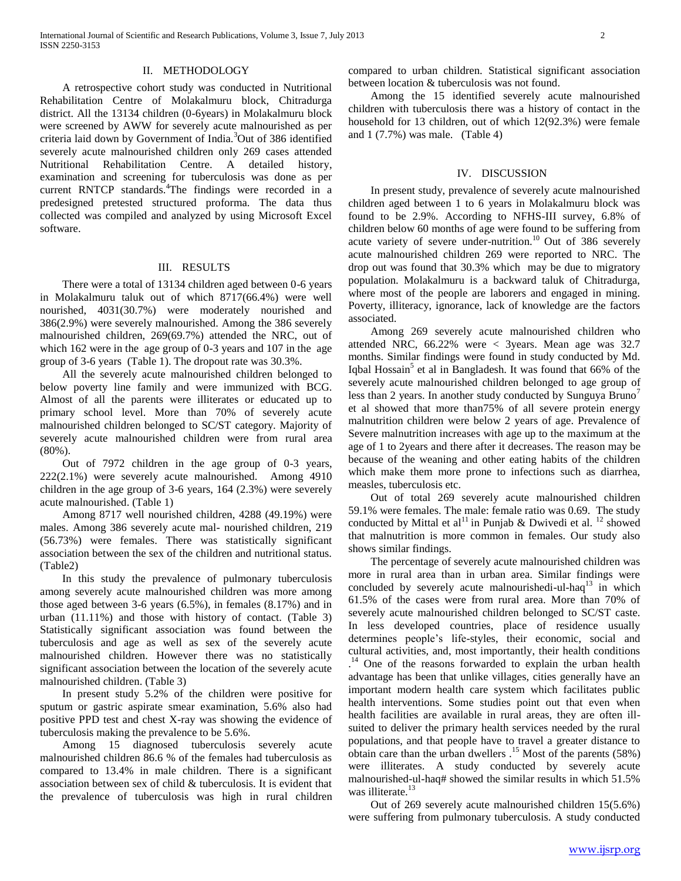## II. METHODOLOGY

A retrospective cohort study was conducted in Nutritional Rehabilitation Centre of Molakalmuru block, Chitradurga district. All the 13134 children (0-6years) in Molakalmuru block were screened by AWW for severely acute malnourished as per criteria laid down by Government of India.[3] Out of 386 identified severely acute malnourished children only 269 cases attended Nutritional Rehabilitation Centre. A detailed history, examination and screening for tuberculosis was done as per current RNTCP standards.[4] The findings were recorded in a predesigned pretested structured proforma. The data thus collected was compiled and analyzed by using Microsoft Excel software.

## III. RESULTS

There were a total of 13134 children aged between 0-6 years in Molakalmuru taluk out of which 8717(66.4%) were well nourished, 4031(30.7%) were moderately nourished and 386(2.9%) were severely malnourished. Among the 386 severely malnourished children, 269(69.7%) attended the NRC, out of which 162 were in the age group of 0-3 years and 107 in the age group of 3-6 years (Table 1). The dropout rate was 30.3%.

All the severely acute malnourished children belonged to below poverty line family and were immunized with BCG. Almost of all the parents were illiterates or educated up to primary school level. More than 70% of severely acute malnourished children belonged to SC/ST category. Majority of severely acute malnourished children were from rural area (80%).

Out of 7972 children in the age group of 0-3 years, 222(2.1%) were severely acute malnourished. Among 4910 children in the age group of 3-6 years, 164 (2.3%) were severely acute malnourished. (Table 1)

Among 8717 well nourished children, 4288 (49.19%) were males. Among 386 severely acute mal- nourished children, 219 (56.73%) were females. There was statistically significant association between the sex of the children and nutritional status. (Table2)

In this study the prevalence of pulmonary tuberculosis among severely acute malnourished children was more among those aged between 3-6 years (6.5%), in females (8.17%) and in urban (11.11%) and those with history of contact. (Table 3) Statistically significant association was found between the tuberculosis and age as well as sex of the severely acute malnourished children. However there was no statistically significant association between the location of the severely acute malnourished children. (Table 3)

In present study 5.2% of the children were positive for sputum or gastric aspirate smear examination, 5.6% also had positive PPD test and chest X-ray was showing the evidence of tuberculosis making the prevalence to be 5.6%.

Among 15 diagnosed tuberculosis severely acute malnourished children 86.6 % of the females had tuberculosis as compared to 13.4% in male children. There is a significant association between sex of child & tuberculosis. It is evident that the prevalence of tuberculosis was high in rural children compared to urban children. Statistical significant association between location & tuberculosis was not found.

Among the 15 identified severely acute malnourished children with tuberculosis there was a history of contact in the household for 13 children, out of which 12(92.3%) were female and 1 (7.7%) was male. (Table 4)

## IV. DISCUSSION

In present study, prevalence of severely acute malnourished children aged between 1 to 6 years in Molakalmuru block was found to be 2.9%. According to NFHS-III survey, 6.8% of children below 60 months of age were found to be suffering from acute variety of severe under-nutrition.[10] Out of 386 severely acute malnourished children 269 were reported to NRC. The drop out was found that 30.3% which may be due to migratory population. Molakalmuru is a backward taluk of Chitradurga, where most of the people are laborers and engaged in mining. Poverty, illiteracy, ignorance, lack of knowledge are the factors associated.

Among 269 severely acute malnourished children who attended NRC, 66.22% were < 3years. Mean age was 32.7 months. Similar findings were found in study conducted by Md. Iqbal Hossain[5] et al in Bangladesh. It was found that 66% of the severely acute malnourished children belonged to age group of less than 2 years. In another study conducted by Sunguya Bruno[7] et al showed that more than75% of all severe protein energy malnutrition children were below 2 years of age. Prevalence of Severe malnutrition increases with age up to the maximum at the age of 1 to 2years and there after it decreases. The reason may be because of the weaning and other eating habits of the children which make them more prone to infections such as diarrhea, measles, tuberculosis etc.

Out of total 269 severely acute malnourished children 59.1% were females. The male: female ratio was 0.69. The study conducted by Mittal et al[11] in Punjab & Dwivedi et al.[12] showed that malnutrition is more common in females. Our study also shows similar findings.

The percentage of severely acute malnourished children was more in rural area than in urban area. Similar findings were concluded by severely acute malnourishedi-ul-haq[13] in which 61.5% of the cases were from rural area. More than 70% of severely acute malnourished children belonged to SC/ST caste. In less developed countries, place of residence usually determines people's life-styles, their economic, social and cultural activities, and, most importantly, their health conditions .[14] One of the reasons forwarded to explain the urban health advantage has been that unlike villages, cities generally have an important modern health care system which facilitates public health interventions. Some studies point out that even when health facilities are available in rural areas, they are often ill-suited to deliver the primary health services needed by the rural populations, and that people have to travel a greater distance to obtain care than the urban dwellers .[15] Most of the parents (58%) were illiterates. A study conducted by severely acute malnourished-ul-haq# showed the similar results in which 51.5% was illiterate.[13]

Out of 269 severely acute malnourished children 15(5.6%) were suffering from pulmonary tuberculosis. A study conducted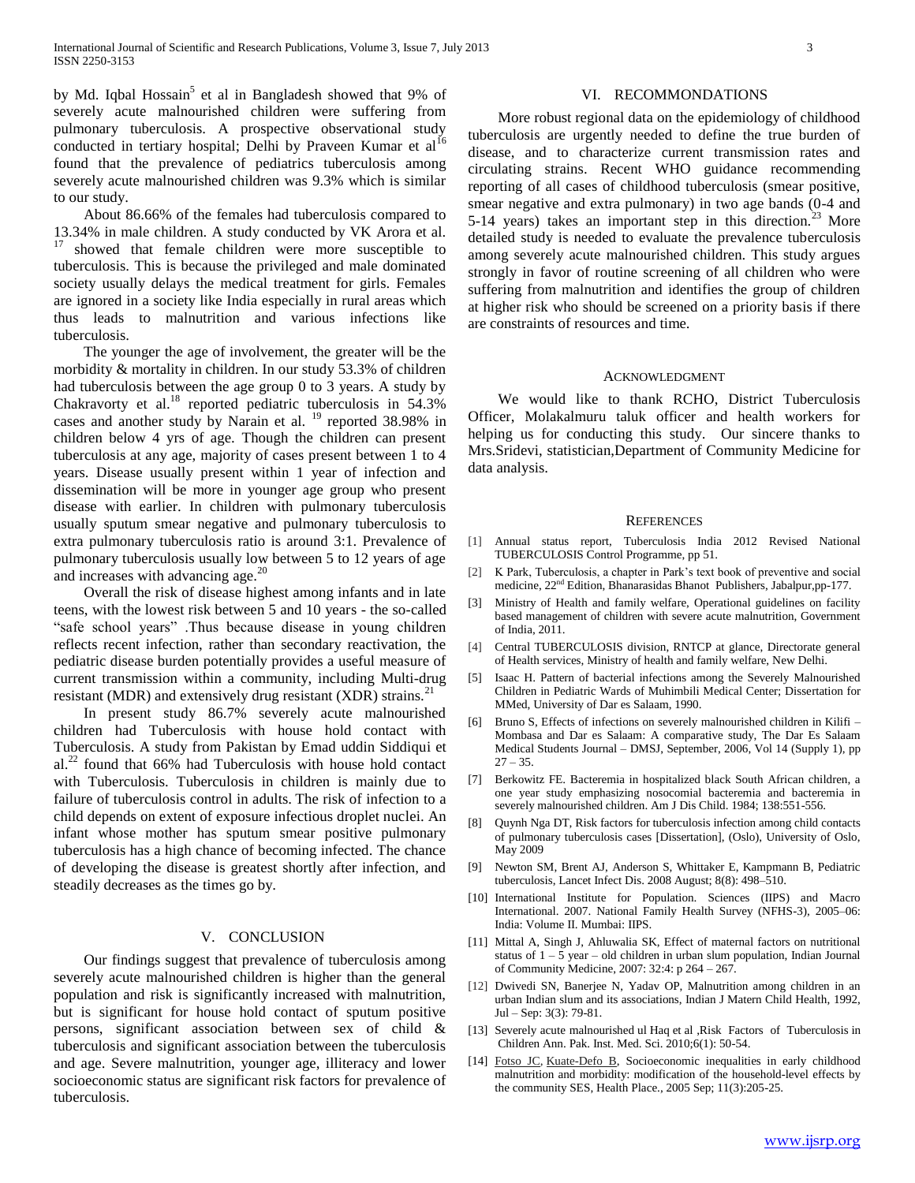by Md. Iqbal Hossain[5] et al in Bangladesh showed that 9% of severely acute malnourished children were suffering from pulmonary tuberculosis. A prospective observational study conducted in tertiary hospital; Delhi by Praveen Kumar et al[16] found that the prevalence of pediatrics tuberculosis among severely acute malnourished children was 9.3% which is similar to our study.

About 86.66% of the females had tuberculosis compared to 13.34% in male children. A study conducted by VK Arora et al. [17] showed that female children were more susceptible to tuberculosis. This is because the privileged and male dominated society usually delays the medical treatment for girls. Females are ignored in a society like India especially in rural areas which thus leads to malnutrition and various infections like tuberculosis.

The younger the age of involvement, the greater will be the morbidity & mortality in children. In our study 53.3% of children had tuberculosis between the age group 0 to 3 years. A study by Chakravorty et al.[18] reported pediatric tuberculosis in 54.3% cases and another study by Narain et al. [19] reported 38.98% in children below 4 yrs of age. Though the children can present tuberculosis at any age, majority of cases present between 1 to 4 years. Disease usually present within 1 year of infection and dissemination will be more in younger age group who present disease with earlier. In children with pulmonary tuberculosis usually sputum smear negative and pulmonary tuberculosis to extra pulmonary tuberculosis ratio is around 3:1. Prevalence of pulmonary tuberculosis usually low between 5 to 12 years of age and increases with advancing age.[20]

Overall the risk of disease highest among infants and in late teens, with the lowest risk between 5 and 10 years - the so-called "safe school years" .Thus because disease in young children reflects recent infection, rather than secondary reactivation, the pediatric disease burden potentially provides a useful measure of current transmission within a community, including Multi-drug resistant (MDR) and extensively drug resistant (XDR) strains.[21]

In present study 86.7% severely acute malnourished children had Tuberculosis with house hold contact with Tuberculosis. A study from Pakistan by Emad uddin Siddiqui et al.[22] found that 66% had Tuberculosis with house hold contact with Tuberculosis. Tuberculosis in children is mainly due to failure of tuberculosis control in adults. The risk of infection to a child depends on extent of exposure infectious droplet nuclei. An infant whose mother has sputum smear positive pulmonary tuberculosis has a high chance of becoming infected. The chance of developing the disease is greatest shortly after infection, and steadily decreases as the times go by.

## V. Conclusion

Our findings suggest that prevalence of tuberculosis among severely acute malnourished children is higher than the general population and risk is significantly increased with malnutrition, but is significant for house hold contact of sputum positive persons, significant association between sex of child & tuberculosis and significant association between the tuberculosis and age. Severe malnutrition, younger age, illiteracy and lower socioeconomic status are significant risk factors for prevalence of tuberculosis.

## VI. Recommondations

More robust regional data on the epidemiology of childhood tuberculosis are urgently needed to define the true burden of disease, and to characterize current transmission rates and circulating strains. Recent WHO guidance recommending reporting of all cases of childhood tuberculosis (smear positive, smear negative and extra pulmonary) in two age bands (0-4 and 5-14 years) takes an important step in this direction.[23] More detailed study is needed to evaluate the prevalence tuberculosis among severely acute malnourished children. This study argues strongly in favor of routine screening of all children who were suffering from malnutrition and identifies the group of children at higher risk who should be screened on a priority basis if there are constraints of resources and time.

## Acknowledgment

We would like to thank RCHO, District Tuberculosis Officer, Molakalmuru taluk officer and health workers for helping us for conducting this study. Our sincere thanks to Mrs.Sridevi, statistician,Department of Community Medicine for data analysis.

## References

[1] Annual status report, Tuberculosis India 2012 Revised National TUBERCULOSIS Control Programme, pp 51.

[2] K Park, Tuberculosis, a chapter in Park's text book of preventive and social medicine, 22nd Edition, Bhanarasidas Bhanot Publishers, Jabalpur,pp-177.

[3] Ministry of Health and family welfare, Operational guidelines on facility based management of children with severe acute malnutrition, Government of India, 2011.

[4] Central TUBERCULOSIS division, RNTCP at glance, Directorate general of Health services, Ministry of health and family welfare, New Delhi.

[5] Isaac H. Pattern of bacterial infections among the Severely Malnourished Children in Pediatric Wards of Muhimbili Medical Center; Dissertation for MMed, University of Dar es Salaam, 1990.

[6] Bruno S, Effects of infections on severely malnourished children in Kilifi – Mombasa and Dar es Salaam: A comparative study, The Dar Es Salaam Medical Students Journal – DMSJ, September, 2006, Vol 14 (Supply 1), pp 27 – 35.

[7] Berkowitz FE. Bacteremia in hospitalized black South African children, a one year study emphasizing nosocomial bacteremia and bacteremia in severely malnourished children. Am J Dis Child. 1984; 138:551-556.

[8] Quynh Nga DT, Risk factors for tuberculosis infection among child contacts of pulmonary tuberculosis cases [Dissertation], (Oslo), University of Oslo, May 2009

[9] Newton SM, Brent AJ, Anderson S, Whittaker E, Kampmann B, Pediatric tuberculosis, Lancet Infect Dis. 2008 August; 8(8): 498–510.

[10] International Institute for Population. Sciences (IIPS) and Macro International. 2007. National Family Health Survey (NFHS-3), 2005–06: India: Volume II. Mumbai: IIPS.

[11] Mittal A, Singh J, Ahluwalia SK, Effect of maternal factors on nutritional status of 1 – 5 year – old children in urban slum population, Indian Journal of Community Medicine, 2007: 32:4: p 264 – 267.

[12] Dwivedi SN, Banerjee N, Yadav OP, Malnutrition among children in an urban Indian slum and its associations, Indian J Matern Child Health, 1992, Jul – Sep: 3(3): 79-81.

[13] Severely acute malnourished ul Haq et al ,Risk Factors of Tuberculosis in Children Ann. Pak. Inst. Med. Sci. 2010;6(1): 50-54.

[14] Fotso JC, Kuate-Defo B, Socioeconomic inequalities in early childhood malnutrition and morbidity: modification of the household-level effects by the community SES, Health Place., 2005 Sep; 11(3):205-25.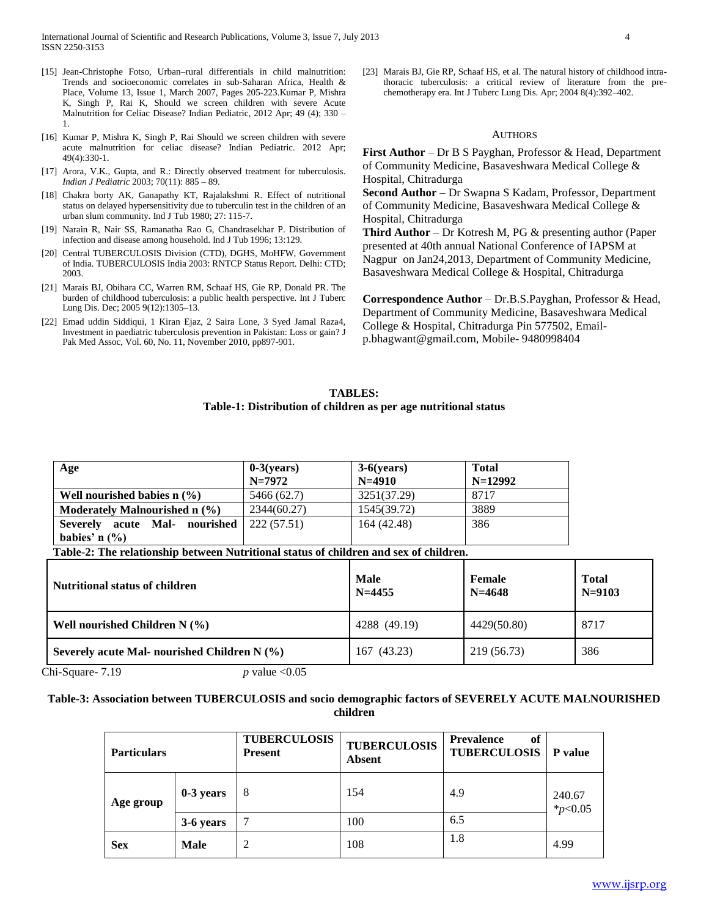[15] Jean-Christophe Fotso, Urban–rural differentials in child malnutrition: Trends and socioeconomic correlates in sub-Saharan Africa, Health & Place, Volume 13, Issue 1, March 2007, Pages 205-223.Kumar P, Mishra K, Singh P, Rai K, Should we screen children with severe Acute Malnutrition for Celiac Disease? Indian Pediatric, 2012 Apr; 49 (4); 330 – 1.

[16] Kumar P, Mishra K, Singh P, Rai Should we screen children with severe acute malnutrition for celiac disease? Indian Pediatric. 2012 Apr; 49(4):330-1.

[17] Arora, V.K., Gupta, and R.: Directly observed treatment for tuberculosis. *Indian J Pediatric* 2003; 70(11): 885 – 89.

[18] Chakra borty AK, Ganapathy KT, Rajalakshmi R. Effect of nutritional status on delayed hypersensitivity due to tuberculin test in the children of an urban slum community. Ind J Tub 1980; 27: 115-7.

[19] Narain R, Nair SS, Ramanatha Rao G, Chandrasekhar P. Distribution of infection and disease among household. Ind J Tub 1996; 13:129.

[20] Central TUBERCULOSIS Division (CTD), DGHS, MoHFW, Government of India. TUBERCULOSIS India 2003: RNTCP Status Report. Delhi: CTD; 2003.

[21] Marais BJ, Obihara CC, Warren RM, Schaaf HS, Gie RP, Donald PR. The burden of childhood tuberculosis: a public health perspective. Int J Tuberc Lung Dis. Dec; 2005 9(12):1305–13.

[22] Emad uddin Siddiqui, 1 Kiran Ejaz, 2 Saira Lone, 3 Syed Jamal Raza4, Investment in paediatric tuberculosis prevention in Pakistan: Loss or gain? J Pak Med Assoc, Vol. 60, No. 11, November 2010, pp897-901.

[23] Marais BJ, Gie RP, Schaaf HS, et al. The natural history of childhood intra-thoracic tuberculosis: a critical review of literature from the pre-chemotherapy era. Int J Tuberc Lung Dis. Apr; 2004 8(4):392–402.

## AUTHORS

**First Author** – Dr B S Payghan, Professor & Head, Department of Community Medicine, Basaveshwara Medical College & Hospital, Chitradurga

**Second Author** – Dr Swapna S Kadam, Professor, Department of Community Medicine, Basaveshwara Medical College & Hospital, Chitradurga

**Third Author** – Dr Kotresh M, PG & presenting author (Paper presented at 40th annual National Conference of IAPSM at Nagpur on Jan24,2013, Department of Community Medicine, Basaveshwara Medical College & Hospital, Chitradurga

**Correspondence Author** – Dr.B.S.Payghan, Professor & Head, Department of Community Medicine, Basaveshwara Medical College & Hospital, Chitradurga Pin 577502, Email- p.bhagwant@gmail.com, Mobile- 9480998404

## TABLES:

**Table-1: Distribution of children as per age nutritional status**

| Age | 0-3(years) N=7972 | 3-6(years) N=4910 | Total N=12992 |
|---|---|---|---|
| Well nourished babies n (%) | 5466 (62.7) | 3251(37.29) | 8717 |
| Moderately Malnourished n (%) | 2344(60.27) | 1545(39.72) | 3889 |
| Severely acute Mal- nourished babies' n (%) | 222 (57.51) | 164 (42.48) | 386 |

**Table-2: The relationship between Nutritional status of children and sex of children.**

| Nutritional status of children | Male N=4455 | Female N=4648 | Total N=9103 |
|---|---|---|---|
| Well nourished Children N (%) | 4288 (49.19) | 4429(50.80) | 8717 |
| Severely acute Mal- nourished Children N (%) | 167 (43.23) | 219 (56.73) | 386 |

Chi-Square- 7.19 *p* value <0.05

**Table-3: Association between TUBERCULOSIS and socio demographic factors of SEVERELY ACUTE MALNOURISHED children**

| Particulars | | TUBERCULOSIS Present | TUBERCULOSIS Absent | Prevalence of TUBERCULOSIS | P value |
|---|---|---|---|---|---|
| Age group | 0-3 years | 8 | 154 | 4.9 | 240.67 *$p$<0.05 |
| | 3-6 years | 7 | 100 | 6.5 | |
| Sex | Male | 2 | 108 | 1.8 | 4.99 |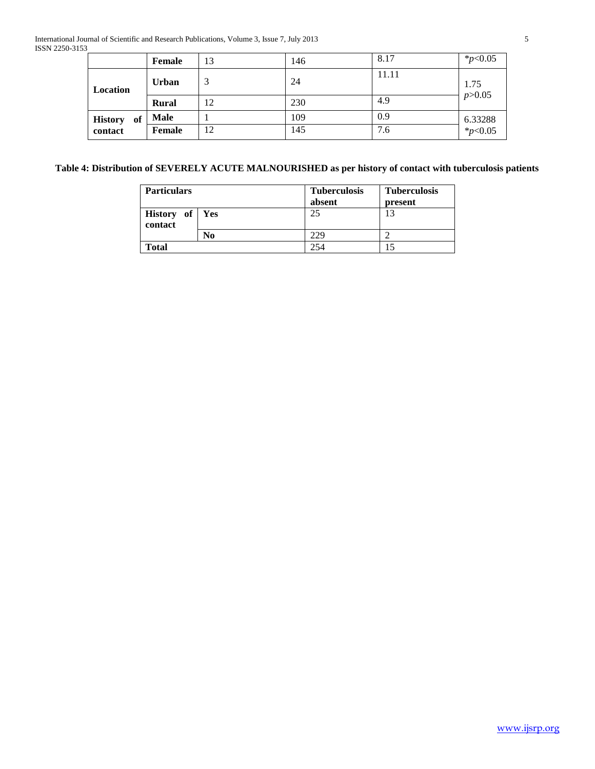| | | | | | |
|---|---|---|---|---|---|
| | **Female** | 13 | 146 | 8.17 | $*p<0.05$ |
| **Location** | **Urban** | 3 | 24 | 11.11 | 1.75 $p>0.05$ |
| | **Rural** | 12 | 230 | 4.9 | |
| **History of contact** | **Male** | 1 | 109 | 0.9 | 6.33288 $*p<0.05$ |
| | **Female** | 12 | 145 | 7.6 | |

**Table 4: Distribution of SEVERELY ACUTE MALNOURISHED as per history of contact with tuberculosis patients**

| **Particulars** | | **Tuberculosis absent** | **Tuberculosis present** |
|---|---|---|---|
| **History of contact** | **Yes** | 25 | 13 |
| | **No** | 229 | 2 |
| **Total** | | 254 | 15 |